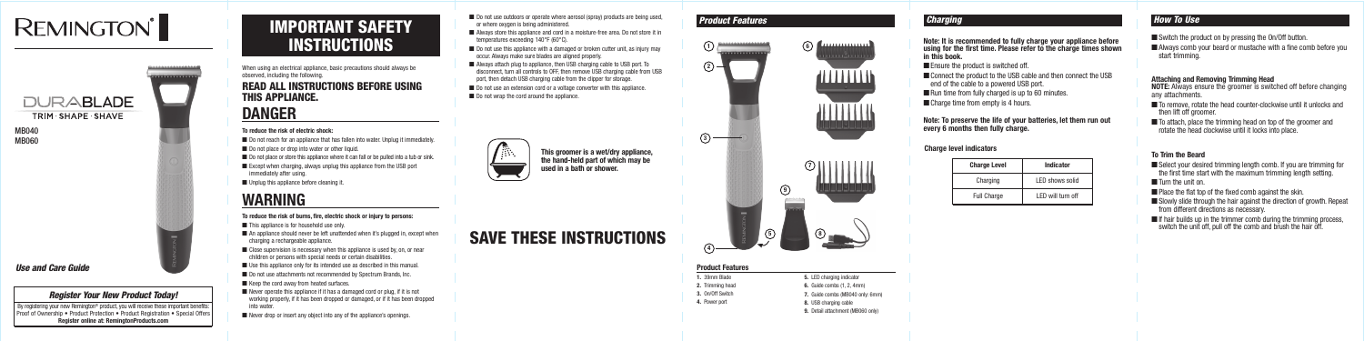# REMINGTON®

## DURABLADE

TRIM · SHAPE · SHAVE

MB040
MB060

*Use and Care Guide*

### *Register Your New Product Today!*

By registering your new Remington® product, you will receive these important benefits: Proof of Ownership • Product Protection • Product Registration • Special Offers
**Register online at: RemingtonProducts.com**

# IMPORTANT SAFETY INSTRUCTIONS

When using an electrical appliance, basic precautions should always be observed, including the following.

## READ ALL INSTRUCTIONS BEFORE USING THIS APPLIANCE.

# DANGER

**To reduce the risk of electric shock:**

- Do not reach for an appliance that has fallen into water. Unplug it immediately.
- Do not place or drop into water or other liquid.
- Do not place or store this appliance where it can fall or be pulled into a tub or sink.
- Except when charging, always unplug this appliance from the USB port immediately after using.
- Unplug this appliance before cleaning it.

# WARNING

**To reduce the risk of burns, fire, electric shock or injury to persons:**

- This appliance is for household use only.
- An appliance should never be left unattended when it's plugged in, except when charging a rechargeable appliance.
- Close supervision is necessary when this appliance is used by, on, or near children or persons with special needs or certain disabilities.
- Use this appliance only for its intended use as described in this manual.
- Do not use attachments not recommended by Spectrum Brands, Inc.
- Keep the cord away from heated surfaces.
- Never operate this appliance if it has a damaged cord or plug, if it is not working properly, if it has been dropped or damaged, or if it has been dropped into water.
- Never drop or insert any object into any of the appliance's openings.
- Do not use outdoors or operate where aerosol (spray) products are being used, or where oxygen is being administered.
- Always store this appliance and cord in a moisture-free area. Do not store it in temperatures exceeding 140°F (60°C).
- Do not use this appliance with a damaged or broken cutter unit, as injury may occur. Always make sure blades are aligned properly.
- Always attach plug to appliance, then USB charging cable to USB port. To disconnect, turn all controls to OFF, then remove USB charging cable from USB port, then detach USB charging cable from the clipper for storage.
- Do not use an extension cord or a voltage converter with this appliance.
- Do not wrap the cord around the appliance.

**This groomer is a wet/dry appliance, the hand-held part of which may be used in a bath or shower.**

# SAVE THESE INSTRUCTIONS

## *Product Features*

### Product Features

1. 39mm Blade
2. Trimming head
3. On/Off Switch
4. Power port
5. LED charging indicator
6. Guide combs (1, 2, 4mm)
7. Guide combs (MB040 only: 6mm)
8. USB charging cable
9. Detail attachment (MB060 only)

## *Charging*

**Note: It is recommended to fully charge your appliance before using for the first time. Please refer to the charge times shown in this book.**

- Ensure the product is switched off.
- Connect the product to the USB cable and then connect the USB end of the cable to a powered USB port.
- Run time from fully charged is up to 60 minutes.
- Charge time from empty is 4 hours.

**Note: To preserve the life of your batteries, let them run out every 6 months then fully charge.**

**Charge level indicators**

| Charge Level | Indicator |
|---|---|
| Charging | LED shows solid |
| Full Charge | LED will turn off |

## *How To Use*

- Switch the product on by pressing the On/Off button.
- Always comb your beard or mustache with a fine comb before you start trimming.

**Attaching and Removing Trimming Head**

**NOTE:** Always ensure the groomer is switched off before changing any attachments.

- To remove, rotate the head counter-clockwise until it unlocks and then lift off groomer.
- To attach, place the trimming head on top of the groomer and rotate the head clockwise until it locks into place.

**To Trim the Beard**

- Select your desired trimming length comb. If you are trimming for the first time start with the maximum trimming length setting.
- Turn the unit on.
- Place the flat top of the fixed comb against the skin.
- Slowly slide through the hair against the direction of growth. Repeat from different directions as necessary.
- If hair builds up in the trimmer comb during the trimming process, switch the unit off, pull off the comb and brush the hair off.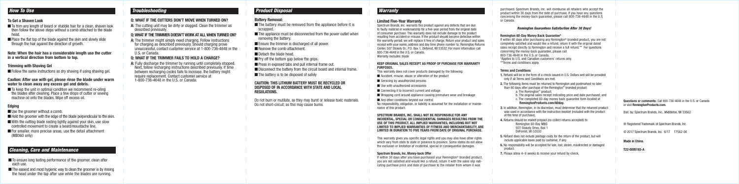## How To Use

### To Get a Shaven Look

- To trim any length of beard or stubble hair for a clean, shaven look then follow the above steps without a comb attached to the blade head.
- Place the flat top of the blade against the skin and slowly slide through the hair against the direction of growth.

**Note: When the hair has a considerable length use the cutter in a vertical direction from bottom to top.**

### Trimming with Shaving Gel

- Follow the same instructions as dry shaving if using shaving gel.

**Caution: After use with gel, please rinse the blade under warm water to clean away any excess gel and debris.**

- To keep the unit in optimal condition we recommend re-oiling the blades after cleaning. Place a few drops of cutter or sewing machine oil onto the blades. Wipe off excess oil.

### Edging

- Use the groomer without a comb.
- Hold the groomer with the edge of the blade perpendicular to the skin.
- With the cutting blade resting lightly against your skin, use slow controlled movement to create a beard/moustache line.
- For smaller, more precise areas, use the detail attachment (MB060 only)

## Cleaning, Care and Maintenance

- To ensure long lasting performance of the groomer, clean after each use.
- The easiest and most hygienic way to clean the groomer is by rinsing the head under the tap after use while the blades are running.

## Troubleshooting

**Q: WHAT IF THE CUTTERS DON'T MOVE WHEN TURNED ON?**

**A:** The cutting unit may be dirty or clogged. Clean the trimmer as described previously.

**Q: WHAT IF THE TRIMMER DOESN'T WORK AT ALL WHEN TURNED ON?**

**A:** The trimmer might simply need charging. Follow instructions for charging as described previously. Should charging prove unsuccessful, contact customer service at 1-800-736-4648 in the U.S. or Canada.

**Q: WHAT IF THE TRIMMER FAILS TO HOLD A CHARGE?**

**A:** Fully discharge the trimmer by running until completely stopped. Next, follow recharging instructions described previously. If time between recharging cycles fails to increase, the battery might require replacement. Contact customer service at 1-800-736-4648 in the U.S. or Canada.

## Product Disposal

### Battery Removal:

- The battery must be removed from the appliance before it is scrapped.
- The appliance must be disconnected from the power outlet when removing the battery.
- Ensure the trimmer is discharged of all power.
- Remove the comb attachment.
- Detach the blade head.
- Pry off the bottom gap below the grips.
- Press in exposed tabs and pull internal frame out.
- Disconnect the battery from the circuit board and internal frame.
- The battery is to be disposed of safely

**CAUTION: THIS LITHIUM BATTERY MUST BE RECYCLED OR DISPOSED OF IN ACCORDANCE WITH STATE AND LOCAL REGULATIONS.**

Do not burn or mutilate, as they may burst or release toxic materials. Do not short-circuit, as this may cause burns.

## Warranty

### Limited Five-Year Warranty

Spectrum Brands, Inc. warrants this product against any defects that are due to faulty material or workmanship for a five-year period from the original date of consumer purchase. This warranty does not include damage to the product resulting from accident or misuse. If the product should become defective within the warranty period, we will replace it free of charge. Return your product and sales receipt with your name, address and day time phone number to: Remington Returns Center, 507 Stokely Dr., P.O. Box 1, Deforest, WI 53532. For more information call 800-736-4648 in the U.S. or Canada.
Warranty excludes: blade

**KEEP ORIGINAL SALES RECEIPT AS PROOF OF PURCHASE FOR WARRANTY PURPOSES.**

This warranty does not cover products damaged by the following:

- Accident, misuse, abuse or alteration of the product
- Servicing by unauthorized persons
- Use with unauthorized accessories
- Connecting it to incorrect current and voltage
- Wrapping cord around appliance causing premature wear and breakage
- Any other conditions beyond our control

No responsibility, obligation, or liability is assumed for the installation or maintenance of this product.

**SPECTRUM BRANDS, INC. SHALL NOT BE RESPONSIBLE FOR ANY INCIDENTAL, SPECIAL OR CONSEQUENTIAL DAMAGES RESULTING FROM THE USE OF THIS PRODUCT. ALL IMPLIED WARRANTIES, INCLUDING BUT NOT LIMITED TO IMPLIED WARRANTIES OF FITNESS AND MERCHANTABILITY, ARE LIMITED IN DURATION TO FIVE YEARS FROM DATE OF ORIGINAL PURCHASE.**

This warranty gives you specific legal rights and you may also have other rights which vary from state to state or province to province. Some states do not allow the exclusion or limitation of incidental, special or consequential damages.

### Spectrum Brands, Inc. Money-back Offer

If within 30 days after you have purchased your Remington® branded product, you are not satisfied and would like a refund, return it with the sales slip indicating purchase price and date of purchase to the retailer from whom it was purchased. Spectrum Brands, Inc. will reimburse all retailers who accept the product within 30 days from the date of purchase. If you have any questions concerning the money-back guarantee, please call 800-736-4648 in the U.S. or Canada.

*Remington Guarantees Satisfaction After 30 Days!*

**Remington 60-Day Money Back Guarantee***

If within 60 days after purchasing any Remington® branded product, you are not completely satisfied and would like a refund, return it with the original dated sales receipt directly to Remington and receive a full refund.** For questions concerning the money-back guarantee, please call
800-736-4648 in the U.S. or Canada.
*Applies to U.S. and Canadian customers' returns only.
**Terms and conditions apply.

**Terms and Conditions**

1. Refund will be in the form of a check issued in U.S. Dollars and will be provided only if all Terms and Conditions are met.
2. The following items must be returned to Remington and postmarked no later than 60 days after purchase of the Remington® branded product:
   a. The Remington® product;
   b. The original sales receipt indicating price and date purchased; and
   c. The completed 60-day money back guarantee form located at **RemingtonProducts.com/60day.**
3. In addition, Remington, in its discretion, must determine that the returned product was used in accordance with the instruction booklet (included with the product at the time of purchase).
4. Returns should be mailed prepaid (no collect returns accepted) to:
   Remington 60-Day MBG
   507 Stokely Drive, Box 1
   DeForest, WI 53532
5. Refund does not include postage costs for the return of the product, but will include applicable taxes paid by customer, if any.
6. No responsibility will be accepted for late, lost, stolen, misdirected or damaged product.
7. Please allow 4–6 weeks to receive your refund by check.

**Questions or comments:** Call 800-736-4648 in the U.S. or Canada or visit **RemingtonProducts.com.**

Dist. by: Spectrum Brands, Inc., Middleton, WI 53562

® Registered Trademark of Spectrum Brands, Inc.

© 2017 Spectrum Brands, Inc. 6/17 17562-00

**Made in China.**

**T22-0005183-A**